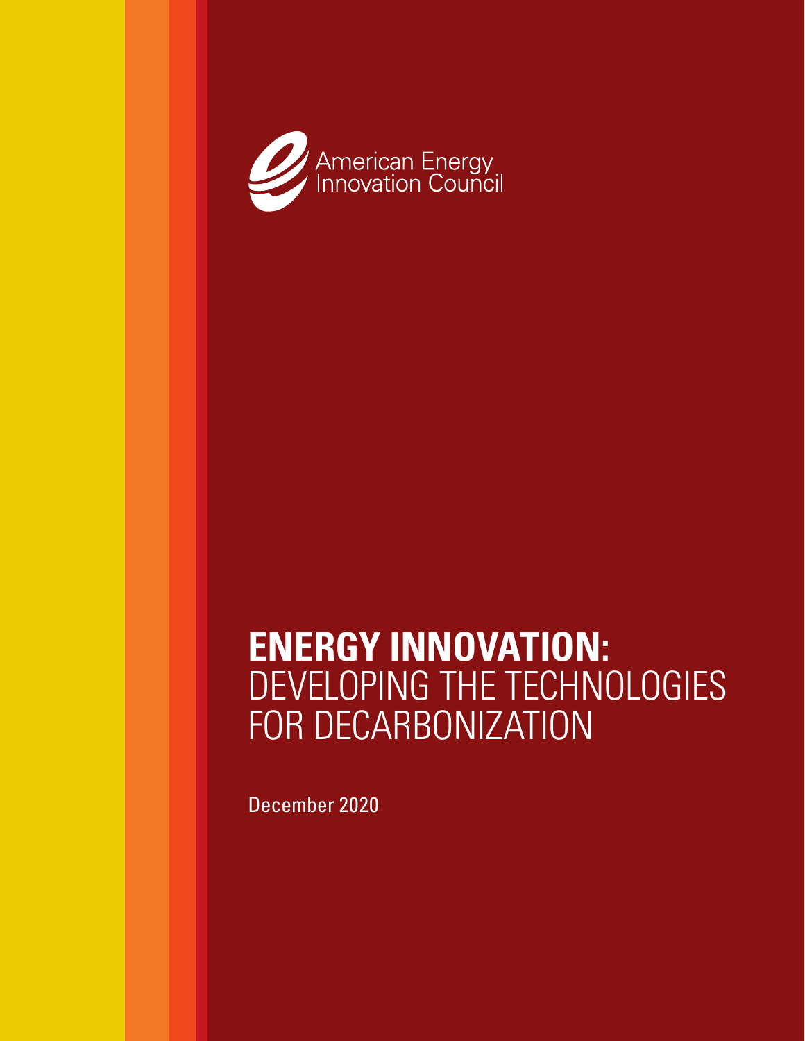American Energy Innovation Council

# ENERGY INNOVATION: DEVELOPING THE TECHNOLOGIES FOR DECARBONIZATION

December 2020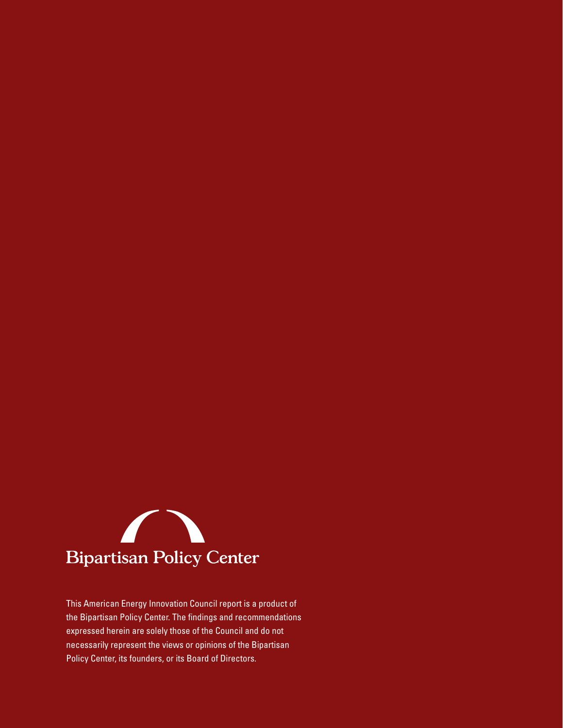Bipartisan Policy Center

This American Energy Innovation Council report is a product of the Bipartisan Policy Center. The findings and recommendations expressed herein are solely those of the Council and do not necessarily represent the views or opinions of the Bipartisan Policy Center, its founders, or its Board of Directors.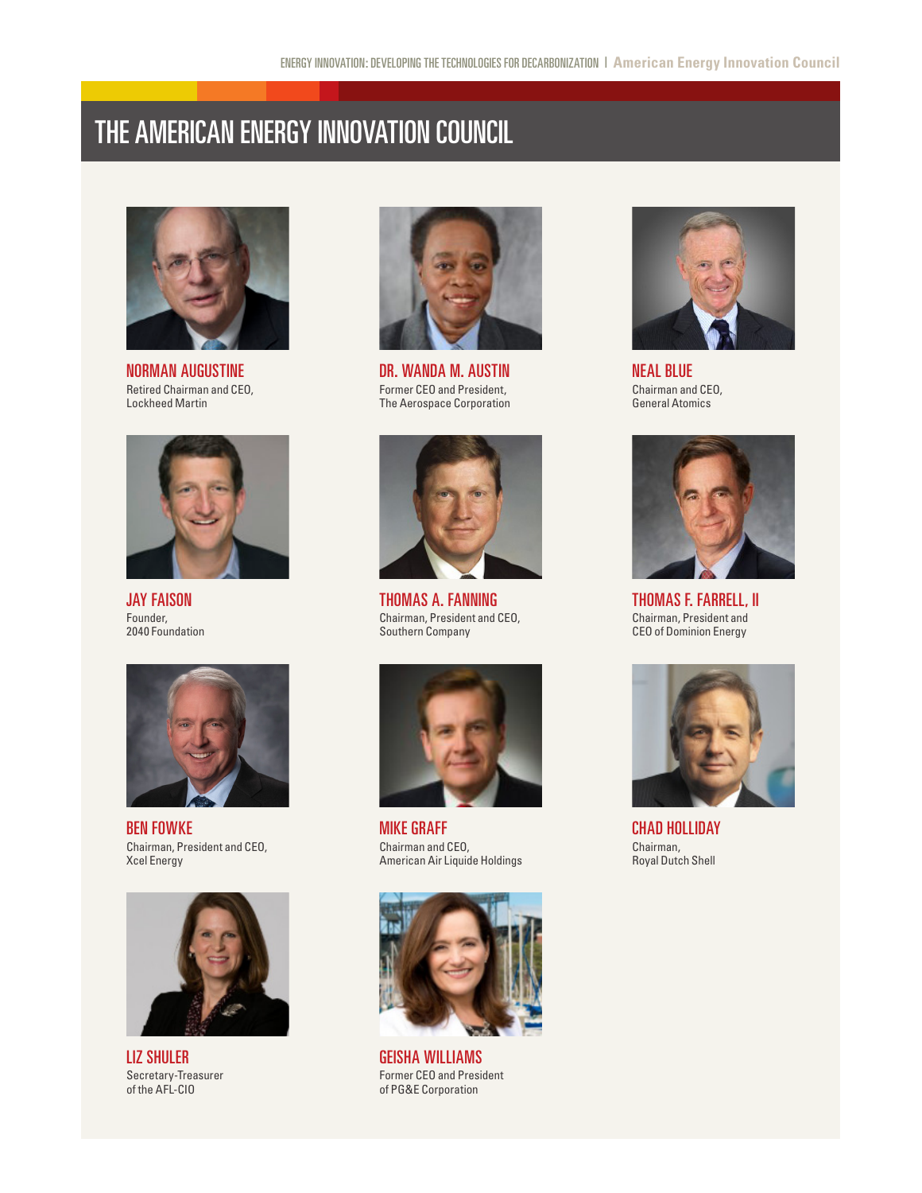# THE AMERICAN ENERGY INNOVATION COUNCIL

**NORMAN AUGUSTINE**
Retired Chairman and CEO,
Lockheed Martin

**DR. WANDA M. AUSTIN**
Former CEO and President,
The Aerospace Corporation

**NEAL BLUE**
Chairman and CEO,
General Atomics

**JAY FAISON**
Founder,
2040 Foundation

**THOMAS A. FANNING**
Chairman, President and CEO,
Southern Company

**THOMAS F. FARRELL, II**
Chairman, President and
CEO of Dominion Energy

**BEN FOWKE**
Chairman, President and CEO,
Xcel Energy

**MIKE GRAFF**
Chairman and CEO,
American Air Liquide Holdings

**CHAD HOLLIDAY**
Chairman,
Royal Dutch Shell

**LIZ SHULER**
Secretary-Treasurer
of the AFL-CIO

**GEISHA WILLIAMS**
Former CEO and President
of PG&E Corporation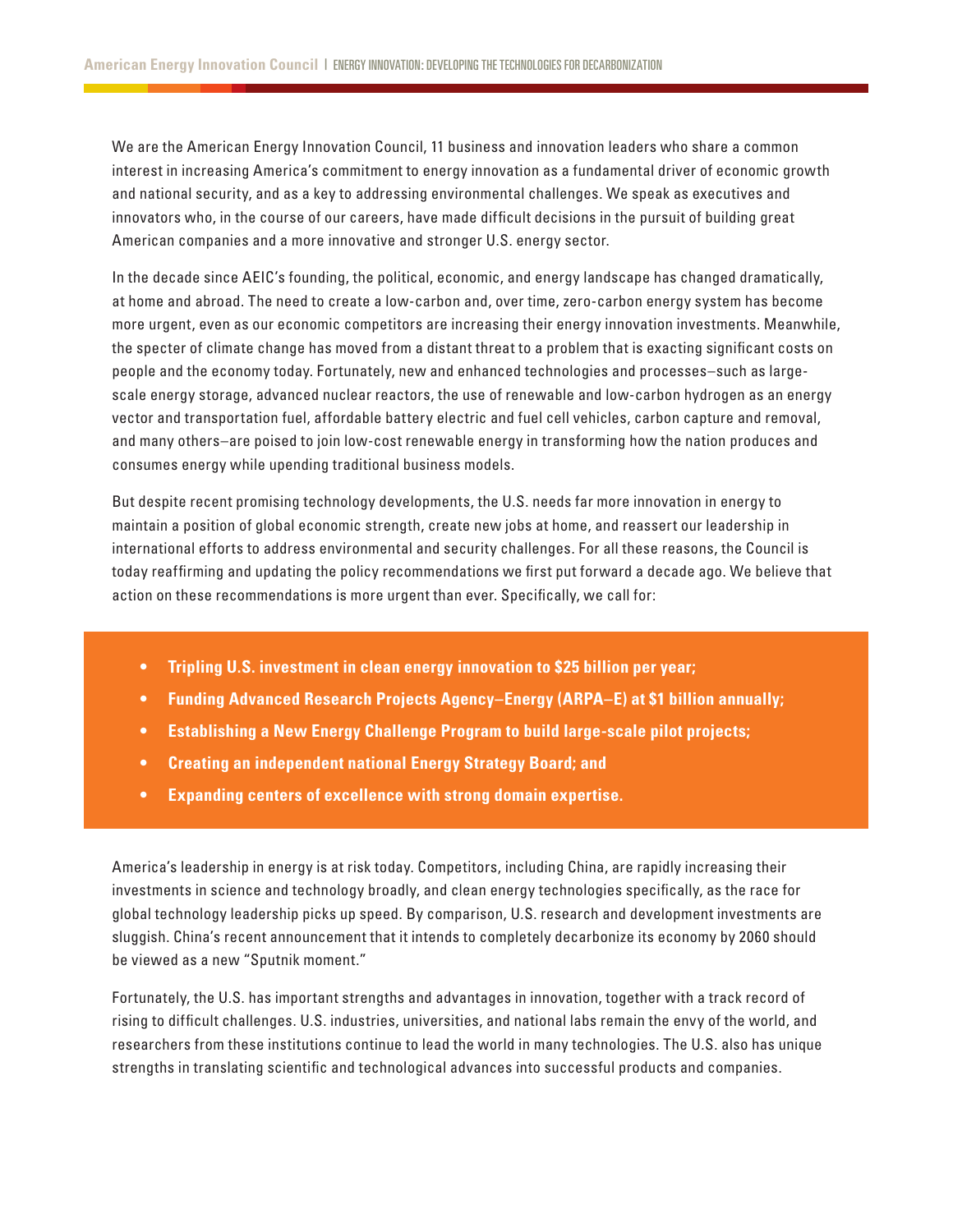We are the American Energy Innovation Council, 11 business and innovation leaders who share a common interest in increasing America's commitment to energy innovation as a fundamental driver of economic growth and national security, and as a key to addressing environmental challenges. We speak as executives and innovators who, in the course of our careers, have made difficult decisions in the pursuit of building great American companies and a more innovative and stronger U.S. energy sector.

In the decade since AEIC's founding, the political, economic, and energy landscape has changed dramatically, at home and abroad. The need to create a low-carbon and, over time, zero-carbon energy system has become more urgent, even as our economic competitors are increasing their energy innovation investments. Meanwhile, the specter of climate change has moved from a distant threat to a problem that is exacting significant costs on people and the economy today. Fortunately, new and enhanced technologies and processes–such as large-scale energy storage, advanced nuclear reactors, the use of renewable and low-carbon hydrogen as an energy vector and transportation fuel, affordable battery electric and fuel cell vehicles, carbon capture and removal, and many others–are poised to join low-cost renewable energy in transforming how the nation produces and consumes energy while upending traditional business models.

But despite recent promising technology developments, the U.S. needs far more innovation in energy to maintain a position of global economic strength, create new jobs at home, and reassert our leadership in international efforts to address environmental and security challenges. For all these reasons, the Council is today reaffirming and updating the policy recommendations we first put forward a decade ago. We believe that action on these recommendations is more urgent than ever. Specifically, we call for:

- **Tripling U.S. investment in clean energy innovation to $25 billion per year;**
- **Funding Advanced Research Projects Agency–Energy (ARPA–E) at $1 billion annually;**
- **Establishing a New Energy Challenge Program to build large-scale pilot projects;**
- **Creating an independent national Energy Strategy Board; and**
- **Expanding centers of excellence with strong domain expertise.**

America's leadership in energy is at risk today. Competitors, including China, are rapidly increasing their investments in science and technology broadly, and clean energy technologies specifically, as the race for global technology leadership picks up speed. By comparison, U.S. research and development investments are sluggish. China's recent announcement that it intends to completely decarbonize its economy by 2060 should be viewed as a new "Sputnik moment."

Fortunately, the U.S. has important strengths and advantages in innovation, together with a track record of rising to difficult challenges. U.S. industries, universities, and national labs remain the envy of the world, and researchers from these institutions continue to lead the world in many technologies. The U.S. also has unique strengths in translating scientific and technological advances into successful products and companies.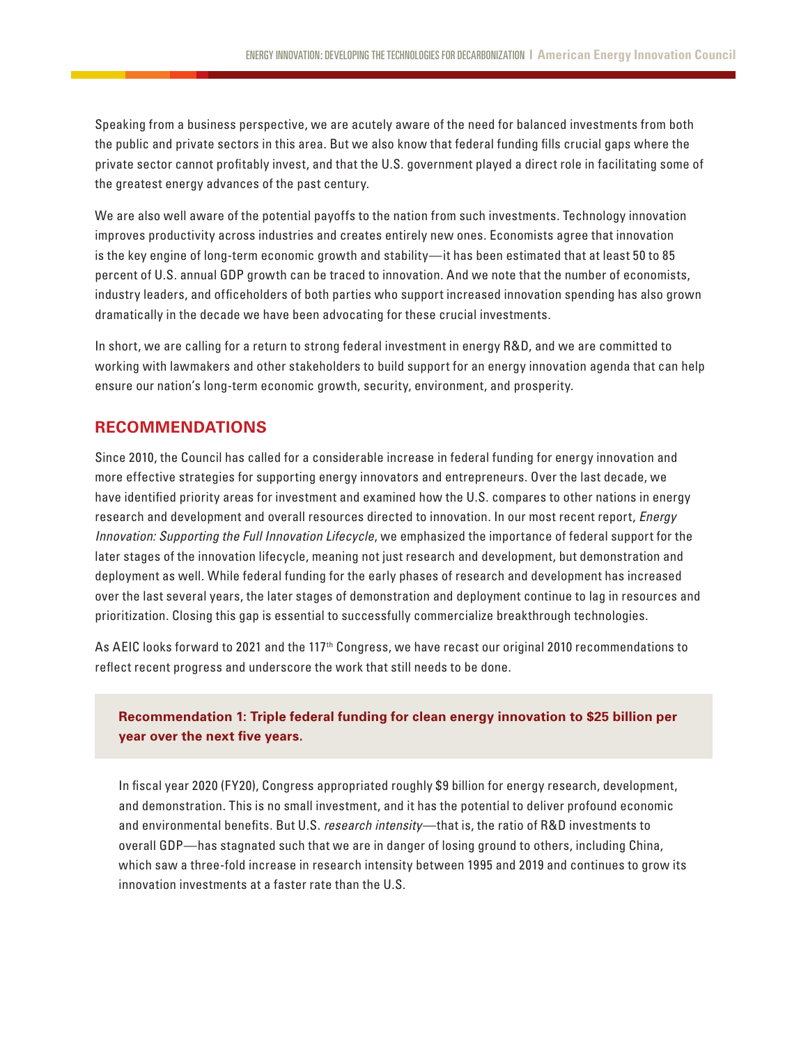Speaking from a business perspective, we are acutely aware of the need for balanced investments from both the public and private sectors in this area. But we also know that federal funding fills crucial gaps where the private sector cannot profitably invest, and that the U.S. government played a direct role in facilitating some of the greatest energy advances of the past century.

We are also well aware of the potential payoffs to the nation from such investments. Technology innovation improves productivity across industries and creates entirely new ones. Economists agree that innovation is the key engine of long-term economic growth and stability—it has been estimated that at least 50 to 85 percent of U.S. annual GDP growth can be traced to innovation. And we note that the number of economists, industry leaders, and officeholders of both parties who support increased innovation spending has also grown dramatically in the decade we have been advocating for these crucial investments.

In short, we are calling for a return to strong federal investment in energy R&D, and we are committed to working with lawmakers and other stakeholders to build support for an energy innovation agenda that can help ensure our nation's long-term economic growth, security, environment, and prosperity.

## RECOMMENDATIONS

Since 2010, the Council has called for a considerable increase in federal funding for energy innovation and more effective strategies for supporting energy innovators and entrepreneurs. Over the last decade, we have identified priority areas for investment and examined how the U.S. compares to other nations in energy research and development and overall resources directed to innovation. In our most recent report, *Energy Innovation: Supporting the Full Innovation Lifecycle*, we emphasized the importance of federal support for the later stages of the innovation lifecycle, meaning not just research and development, but demonstration and deployment as well. While federal funding for the early phases of research and development has increased over the last several years, the later stages of demonstration and deployment continue to lag in resources and prioritization. Closing this gap is essential to successfully commercialize breakthrough technologies.

As AEIC looks forward to 2021 and the 117th Congress, we have recast our original 2010 recommendations to reflect recent progress and underscore the work that still needs to be done.

**Recommendation 1: Triple federal funding for clean energy innovation to $25 billion per year over the next five years.**

In fiscal year 2020 (FY20), Congress appropriated roughly $9 billion for energy research, development, and demonstration. This is no small investment, and it has the potential to deliver profound economic and environmental benefits. But U.S. *research intensity*—that is, the ratio of R&D investments to overall GDP—has stagnated such that we are in danger of losing ground to others, including China, which saw a three-fold increase in research intensity between 1995 and 2019 and continues to grow its innovation investments at a faster rate than the U.S.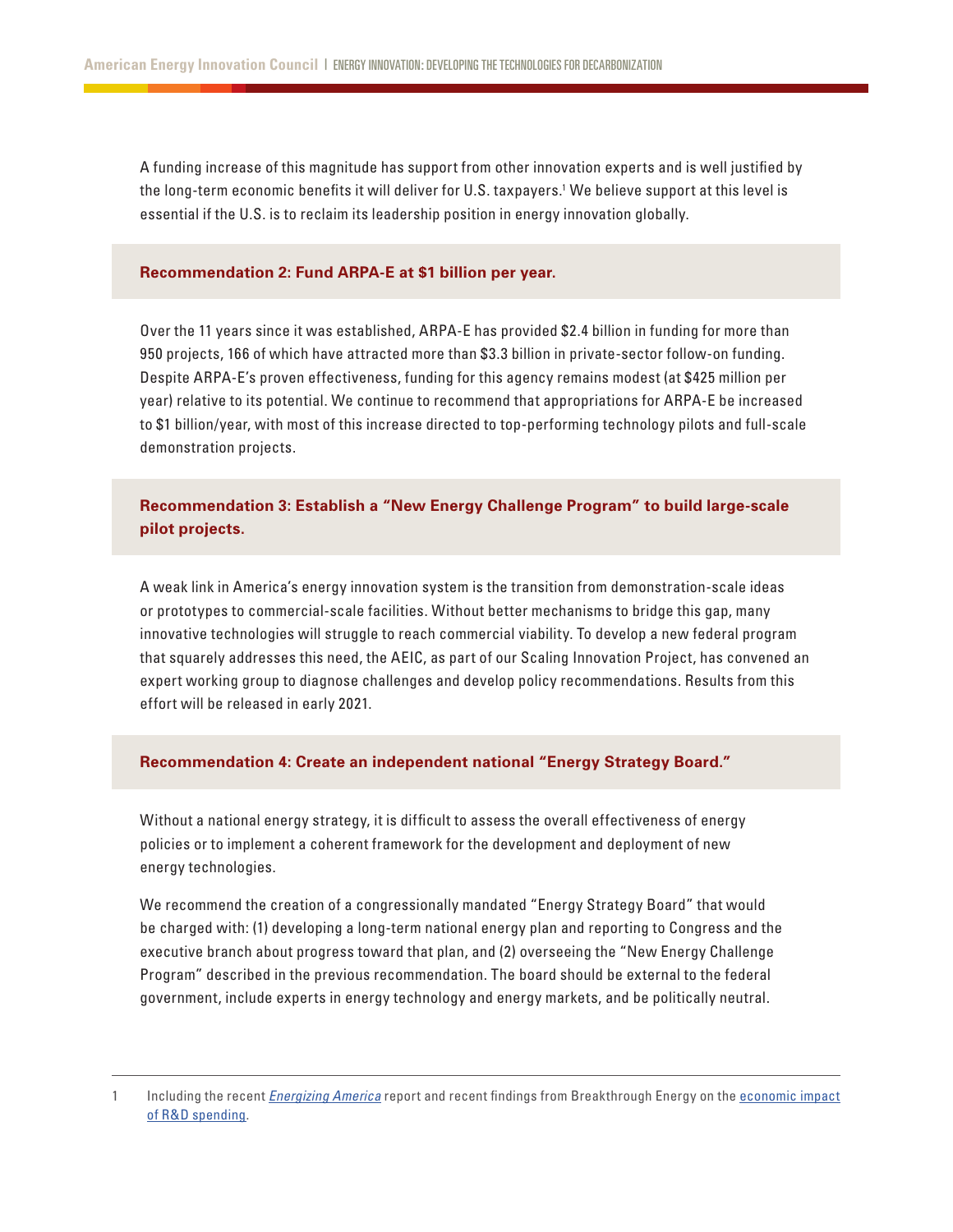A funding increase of this magnitude has support from other innovation experts and is well justified by the long-term economic benefits it will deliver for U.S. taxpayers.[1] We believe support at this level is essential if the U.S. is to reclaim its leadership position in energy innovation globally.

**Recommendation 2: Fund ARPA-E at $1 billion per year.**

Over the 11 years since it was established, ARPA-E has provided $2.4 billion in funding for more than 950 projects, 166 of which have attracted more than $3.3 billion in private-sector follow-on funding. Despite ARPA-E's proven effectiveness, funding for this agency remains modest (at $425 million per year) relative to its potential. We continue to recommend that appropriations for ARPA-E be increased to $1 billion/year, with most of this increase directed to top-performing technology pilots and full-scale demonstration projects.

**Recommendation 3: Establish a "New Energy Challenge Program" to build large-scale pilot projects.**

A weak link in America's energy innovation system is the transition from demonstration-scale ideas or prototypes to commercial-scale facilities. Without better mechanisms to bridge this gap, many innovative technologies will struggle to reach commercial viability. To develop a new federal program that squarely addresses this need, the AEIC, as part of our Scaling Innovation Project, has convened an expert working group to diagnose challenges and develop policy recommendations. Results from this effort will be released in early 2021.

**Recommendation 4: Create an independent national "Energy Strategy Board."**

Without a national energy strategy, it is difficult to assess the overall effectiveness of energy policies or to implement a coherent framework for the development and deployment of new energy technologies.

We recommend the creation of a congressionally mandated "Energy Strategy Board" that would be charged with: (1) developing a long-term national energy plan and reporting to Congress and the executive branch about progress toward that plan, and (2) overseeing the "New Energy Challenge Program" described in the previous recommendation. The board should be external to the federal government, include experts in energy technology and energy markets, and be politically neutral.

---

1 Including the recent *Energizing America* report and recent findings from Breakthrough Energy on the economic impact of R&D spending.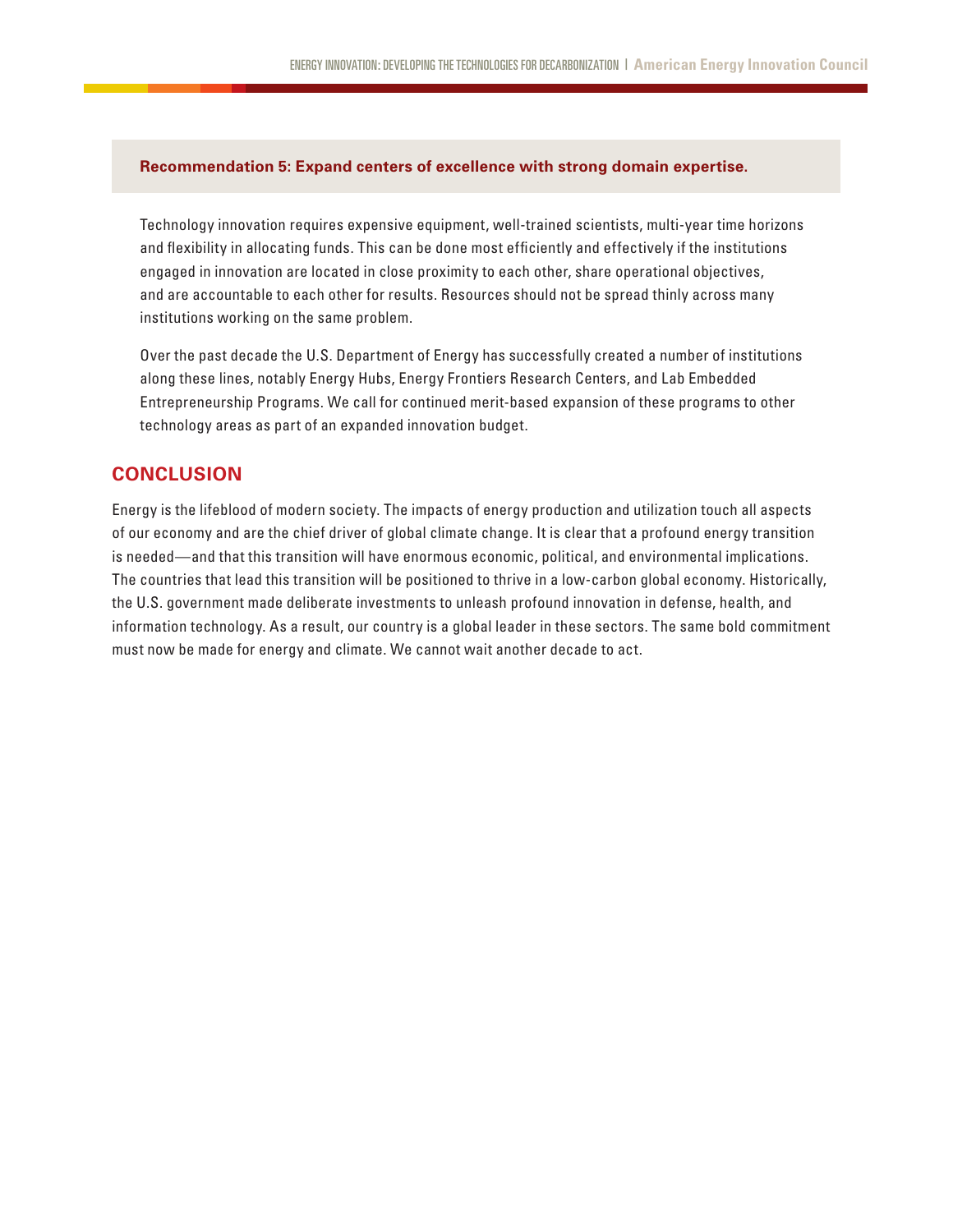**Recommendation 5: Expand centers of excellence with strong domain expertise.**

Technology innovation requires expensive equipment, well-trained scientists, multi-year time horizons and flexibility in allocating funds. This can be done most efficiently and effectively if the institutions engaged in innovation are located in close proximity to each other, share operational objectives, and are accountable to each other for results. Resources should not be spread thinly across many institutions working on the same problem.

Over the past decade the U.S. Department of Energy has successfully created a number of institutions along these lines, notably Energy Hubs, Energy Frontiers Research Centers, and Lab Embedded Entrepreneurship Programs. We call for continued merit-based expansion of these programs to other technology areas as part of an expanded innovation budget.

## CONCLUSION

Energy is the lifeblood of modern society. The impacts of energy production and utilization touch all aspects of our economy and are the chief driver of global climate change. It is clear that a profound energy transition is needed—and that this transition will have enormous economic, political, and environmental implications. The countries that lead this transition will be positioned to thrive in a low-carbon global economy. Historically, the U.S. government made deliberate investments to unleash profound innovation in defense, health, and information technology. As a result, our country is a global leader in these sectors. The same bold commitment must now be made for energy and climate. We cannot wait another decade to act.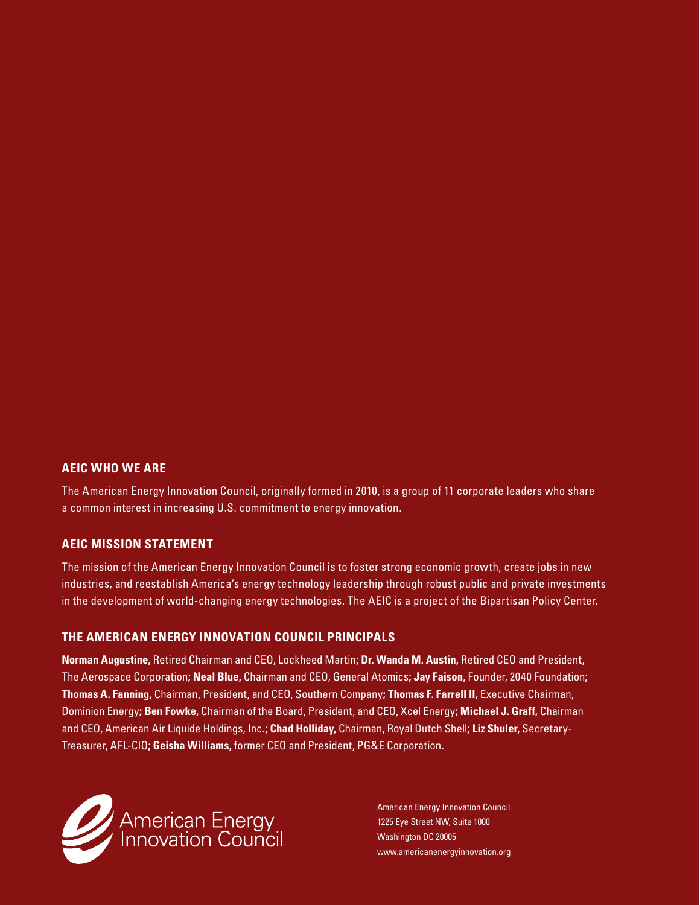## AEIC WHO WE ARE

The American Energy Innovation Council, originally formed in 2010, is a group of 11 corporate leaders who share a common interest in increasing U.S. commitment to energy innovation.

## AEIC MISSION STATEMENT

The mission of the American Energy Innovation Council is to foster strong economic growth, create jobs in new industries, and reestablish America's energy technology leadership through robust public and private investments in the development of world-changing energy technologies. The AEIC is a project of the Bipartisan Policy Center.

## THE AMERICAN ENERGY INNOVATION COUNCIL PRINCIPALS

**Norman Augustine,** Retired Chairman and CEO, Lockheed Martin**; Dr. Wanda M. Austin,** Retired CEO and President, The Aerospace Corporation**; Neal Blue,** Chairman and CEO, General Atomics**; Jay Faison,** Founder, 2040 Foundation**; Thomas A. Fanning,** Chairman, President, and CEO, Southern Company**; Thomas F. Farrell II,** Executive Chairman, Dominion Energy**; Ben Fowke,** Chairman of the Board, President, and CEO, Xcel Energy**; Michael J. Graff,** Chairman and CEO, American Air Liquide Holdings, Inc.**; Chad Holliday,** Chairman, Royal Dutch Shell**; Liz Shuler,** Secretary-Treasurer, AFL-CIO**; Geisha Williams,** former CEO and President, PG&E Corporation**.**

American Energy Innovation Council

American Energy Innovation Council
1225 Eye Street NW, Suite 1000
Washington DC 20005
www.americanenergyinnovation.org